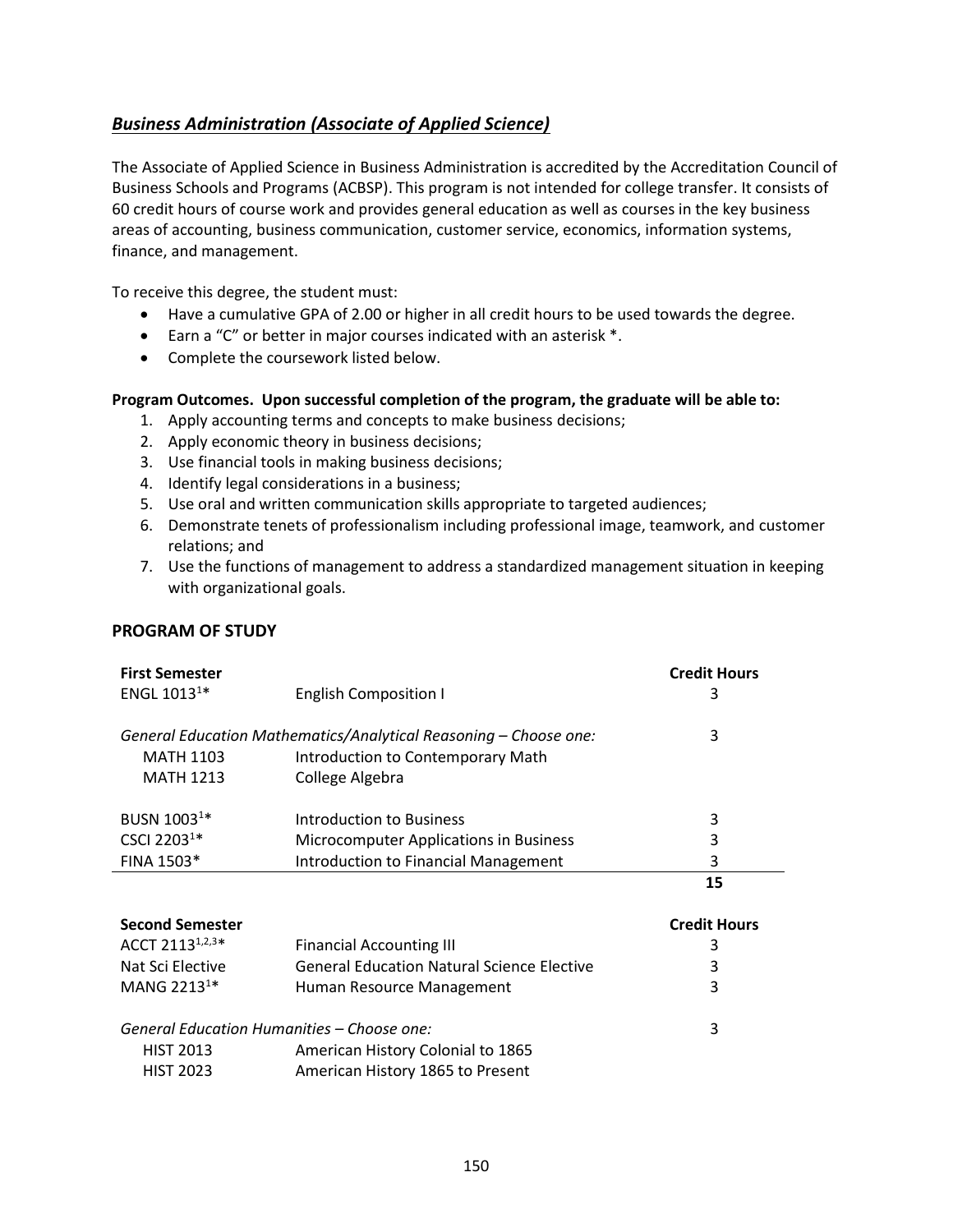## *Business Administration (Associate of Applied Science)*

The Associate of Applied Science in Business Administration is accredited by the Accreditation Council of Business Schools and Programs (ACBSP). This program is not intended for college transfer. It consists of 60 credit hours of course work and provides general education as well as courses in the key business areas of accounting, business communication, customer service, economics, information systems, finance, and management.

To receive this degree, the student must:

- Have a cumulative GPA of 2.00 or higher in all credit hours to be used towards the degree.
- Earn a "C" or better in major courses indicated with an asterisk *.
- Complete the coursework listed below.

**Program Outcomes. Upon successful completion of the program, the graduate will be able to:**

1. Apply accounting terms and concepts to make business decisions;
2. Apply economic theory in business decisions;
3. Use financial tools in making business decisions;
4. Identify legal considerations in a business;
5. Use oral and written communication skills appropriate to targeted audiences;
6. Demonstrate tenets of professionalism including professional image, teamwork, and customer relations; and
7. Use the functions of management to address a standardized management situation in keeping with organizational goals.

### PROGRAM OF STUDY

| **First Semester** | | **Credit Hours** |
|---|---|---|
| ENGL 1013[1]* | English Composition I | 3 |
| *General Education Mathematics/Analytical Reasoning – Choose one:* | | 3 |
| MATH 1103 | Introduction to Contemporary Math | |
| MATH 1213 | College Algebra | |
| BUSN 1003[1]* | Introduction to Business | 3 |
| CSCI 2203[1]* | Microcomputer Applications in Business | 3 |
| FINA 1503* | Introduction to Financial Management | 3 |
| | | **15** |

| **Second Semester** | | **Credit Hours** |
|---|---|---|
| ACCT 2113[1,2,3]* | Financial Accounting III | 3 |
| Nat Sci Elective | General Education Natural Science Elective | 3 |
| MANG 2213[1]* | Human Resource Management | 3 |
| *General Education Humanities – Choose one:* | | 3 |
| HIST 2013 | American History Colonial to 1865 | |
| HIST 2023 | American History 1865 to Present | |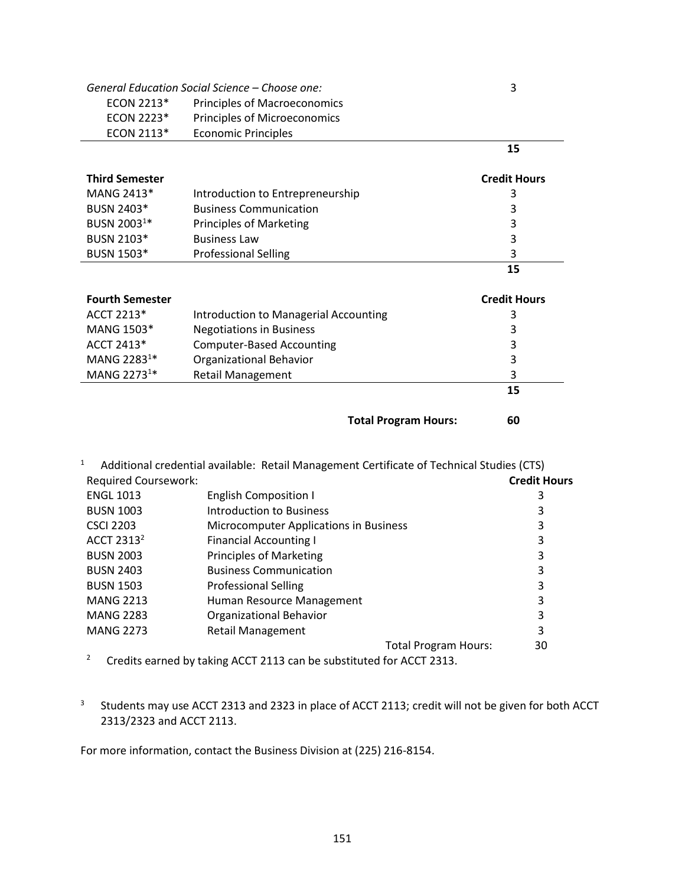| | | |
|---|---|---|
| *General Education Social Science – Choose one:* | | 3 |
| ECON 2213* | Principles of Macroeconomics | |
| ECON 2223* | Principles of Microeconomics | |
| ECON 2113* | Economic Principles | |
| | | **15** |

| **Third Semester** | | **Credit Hours** |
|---|---|---|
| MANG 2413* | Introduction to Entrepreneurship | 3 |
| BUSN 2403* | Business Communication | 3 |
| BUSN 2003[1]* | Principles of Marketing | 3 |
| BUSN 2103* | Business Law | 3 |
| BUSN 1503* | Professional Selling | 3 |
| | | **15** |

| **Fourth Semester** | | **Credit Hours** |
|---|---|---|
| ACCT 2213* | Introduction to Managerial Accounting | 3 |
| MANG 1503* | Negotiations in Business | 3 |
| ACCT 2413* | Computer-Based Accounting | 3 |
| MANG 2283[1]* | Organizational Behavior | 3 |
| MANG 2273[1]* | Retail Management | 3 |
| | | **15** |

**Total Program Hours: 60**

[1] Additional credential available: Retail Management Certificate of Technical Studies (CTS)

| Required Coursework: | | **Credit Hours** |
|---|---|---|
| ENGL 1013 | English Composition I | 3 |
| BUSN 1003 | Introduction to Business | 3 |
| CSCI 2203 | Microcomputer Applications in Business | 3 |
| ACCT 2313[2] | Financial Accounting I | 3 |
| BUSN 2003 | Principles of Marketing | 3 |
| BUSN 2403 | Business Communication | 3 |
| BUSN 1503 | Professional Selling | 3 |
| MANG 2213 | Human Resource Management | 3 |
| MANG 2283 | Organizational Behavior | 3 |
| MANG 2273 | Retail Management | 3 |
| | Total Program Hours: | 30 |

[2] Credits earned by taking ACCT 2113 can be substituted for ACCT 2313.

[3] Students may use ACCT 2313 and 2323 in place of ACCT 2113; credit will not be given for both ACCT 2313/2323 and ACCT 2113.

For more information, contact the Business Division at (225) 216-8154.